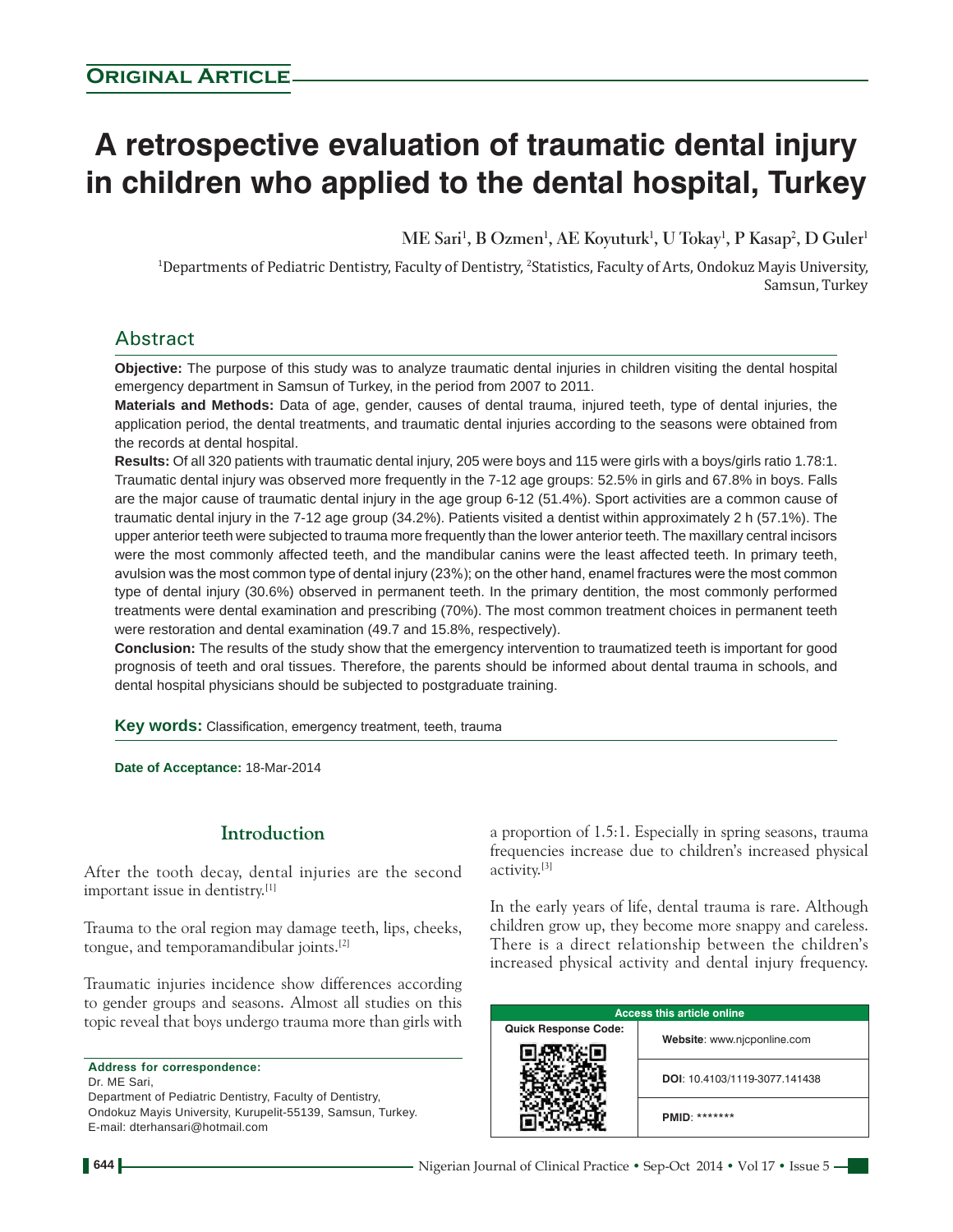**Original Article**

# A retrospective evaluation of traumatic dental injury in children who applied to the dental hospital, Turkey

ME Sari[1], B Ozmen[1], AE Koyuturk[1], U Tokay[1], P Kasap[2], D Guler[1]

[1]Departments of Pediatric Dentistry, Faculty of Dentistry, [2]Statistics, Faculty of Arts, Ondokuz Mayis University, Samsun, Turkey

## Abstract

**Objective:** The purpose of this study was to analyze traumatic dental injuries in children visiting the dental hospital emergency department in Samsun of Turkey, in the period from 2007 to 2011.

**Materials and Methods:** Data of age, gender, causes of dental trauma, injured teeth, type of dental injuries, the application period, the dental treatments, and traumatic dental injuries according to the seasons were obtained from the records at dental hospital.

**Results:** Of all 320 patients with traumatic dental injury, 205 were boys and 115 were girls with a boys/girls ratio 1.78:1. Traumatic dental injury was observed more frequently in the 7-12 age groups: 52.5% in girls and 67.8% in boys. Falls are the major cause of traumatic dental injury in the age group 6-12 (51.4%). Sport activities are a common cause of traumatic dental injury in the 7-12 age group (34.2%). Patients visited a dentist within approximately 2 h (57.1%). The upper anterior teeth were subjected to trauma more frequently than the lower anterior teeth. The maxillary central incisors were the most commonly affected teeth, and the mandibular canins were the least affected teeth. In primary teeth, avulsion was the most common type of dental injury (23%); on the other hand, enamel fractures were the most common type of dental injury (30.6%) observed in permanent teeth. In the primary dentition, the most commonly performed treatments were dental examination and prescribing (70%). The most common treatment choices in permanent teeth were restoration and dental examination (49.7 and 15.8%, respectively).

**Conclusion:** The results of the study show that the emergency intervention to traumatized teeth is important for good prognosis of teeth and oral tissues. Therefore, the parents should be informed about dental trauma in schools, and dental hospital physicians should be subjected to postgraduate training.

**Key words:** Classification, emergency treatment, teeth, trauma

**Date of Acceptance:** 18-Mar-2014

## Introduction

After the tooth decay, dental injuries are the second important issue in dentistry.[1]

Trauma to the oral region may damage teeth, lips, cheeks, tongue, and temporamandibular joints.[2]

Traumatic injuries incidence show differences according to gender groups and seasons. Almost all studies on this topic reveal that boys undergo trauma more than girls with a proportion of 1.5:1. Especially in spring seasons, trauma frequencies increase due to children's increased physical activity.[3]

In the early years of life, dental trauma is rare. Although children grow up, they become more snappy and careless. There is a direct relationship between the children's increased physical activity and dental injury frequency.

**Address for correspondence:**
Dr. ME Sari,
Department of Pediatric Dentistry, Faculty of Dentistry, Ondokuz Mayis University, Kurupelit-55139, Samsun, Turkey.
E-mail: dterhansari@hotmail.com

| Access this article online | |
|---|---|
| Quick Response Code: | Website: www.njcponline.com |
| | DOI: 10.4103/1119-3077.141438 |
| | PMID: ******* |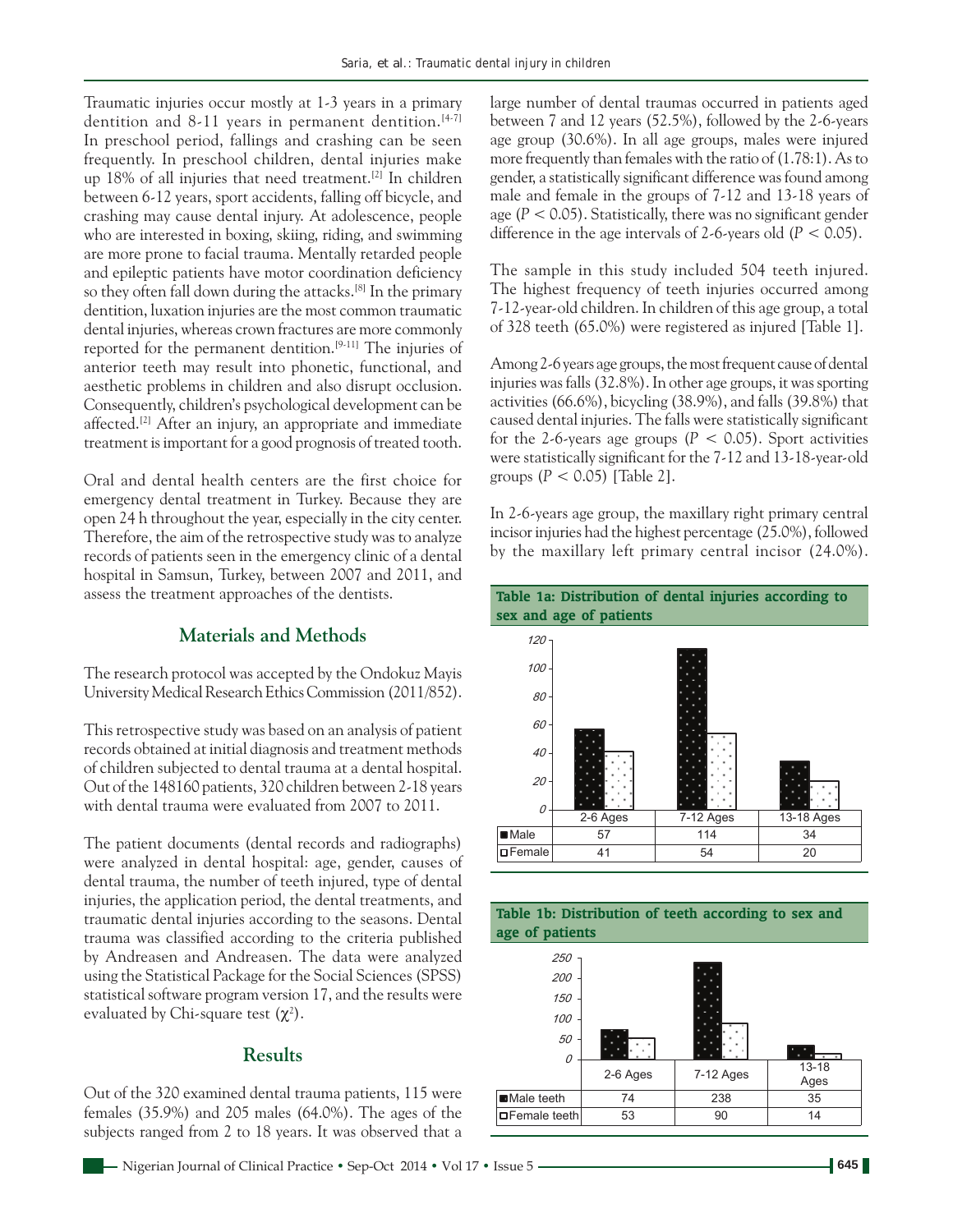Traumatic injuries occur mostly at 1-3 years in a primary dentition and 8-11 years in permanent dentition.[4-7] In preschool period, fallings and crashing can be seen frequently. In preschool children, dental injuries make up 18% of all injuries that need treatment.[2] In children between 6-12 years, sport accidents, falling off bicycle, and crashing may cause dental injury. At adolescence, people who are interested in boxing, skiing, riding, and swimming are more prone to facial trauma. Mentally retarded people and epileptic patients have motor coordination deficiency so they often fall down during the attacks.[8] In the primary dentition, luxation injuries are the most common traumatic dental injuries, whereas crown fractures are more commonly reported for the permanent dentition.[9-11] The injuries of anterior teeth may result into phonetic, functional, and aesthetic problems in children and also disrupt occlusion. Consequently, children's psychological development can be affected.[2] After an injury, an appropriate and immediate treatment is important for a good prognosis of treated tooth.

Oral and dental health centers are the first choice for emergency dental treatment in Turkey. Because they are open 24 h throughout the year, especially in the city center. Therefore, the aim of the retrospective study was to analyze records of patients seen in the emergency clinic of a dental hospital in Samsun, Turkey, between 2007 and 2011, and assess the treatment approaches of the dentists.

## Materials and Methods

The research protocol was accepted by the Ondokuz Mayis University Medical Research Ethics Commission (2011/852).

This retrospective study was based on an analysis of patient records obtained at initial diagnosis and treatment methods of children subjected to dental trauma at a dental hospital. Out of the 148160 patients, 320 children between 2-18 years with dental trauma were evaluated from 2007 to 2011.

The patient documents (dental records and radiographs) were analyzed in dental hospital: age, gender, causes of dental trauma, the number of teeth injured, type of dental injuries, the application period, the dental treatments, and traumatic dental injuries according to the seasons. Dental trauma was classified according to the criteria published by Andreasen and Andreasen. The data were analyzed using the Statistical Package for the Social Sciences (SPSS) statistical software program version 17, and the results were evaluated by Chi-square test ($\chi^2$).

## Results

Out of the 320 examined dental trauma patients, 115 were females (35.9%) and 205 males (64.0%). The ages of the subjects ranged from 2 to 18 years. It was observed that a large number of dental traumas occurred in patients aged between 7 and 12 years (52.5%), followed by the 2-6-years age group (30.6%). In all age groups, males were injured more frequently than females with the ratio of (1.78:1). As to gender, a statistically significant difference was found among male and female in the groups of 7-12 and 13-18 years of age ($P < 0.05$). Statistically, there was no significant gender difference in the age intervals of 2-6-years old ($P < 0.05$).

The sample in this study included 504 teeth injured. The highest frequency of teeth injuries occurred among 7-12-year-old children. In children of this age group, a total of 328 teeth (65.0%) were registered as injured [Table 1].

Among 2-6 years age groups, the most frequent cause of dental injuries was falls (32.8%). In other age groups, it was sporting activities (66.6%), bicycling (38.9%), and falls (39.8%) that caused dental injuries. The falls were statistically significant for the 2-6-years age groups ($P < 0.05$). Sport activities were statistically significant for the 7-12 and 13-18-year-old groups ($P < 0.05$) [Table 2].

In 2-6-years age group, the maxillary right primary central incisor injuries had the highest percentage (25.0%), followed by the maxillary left primary central incisor (24.0%).

**Table 1a: Distribution of dental injuries according to sex and age of patients**

| | 2-6 Ages | 7-12 Ages | 13-18 Ages |
|---|---|---|---|
| Male | 57 | 114 | 34 |
| Female | 41 | 54 | 20 |

**Table 1b: Distribution of teeth according to sex and age of patients**

| | 2-6 Ages | 7-12 Ages | 13-18 Ages |
|---|---|---|---|
| Male teeth | 74 | 238 | 35 |
| Female teeth | 53 | 90 | 14 |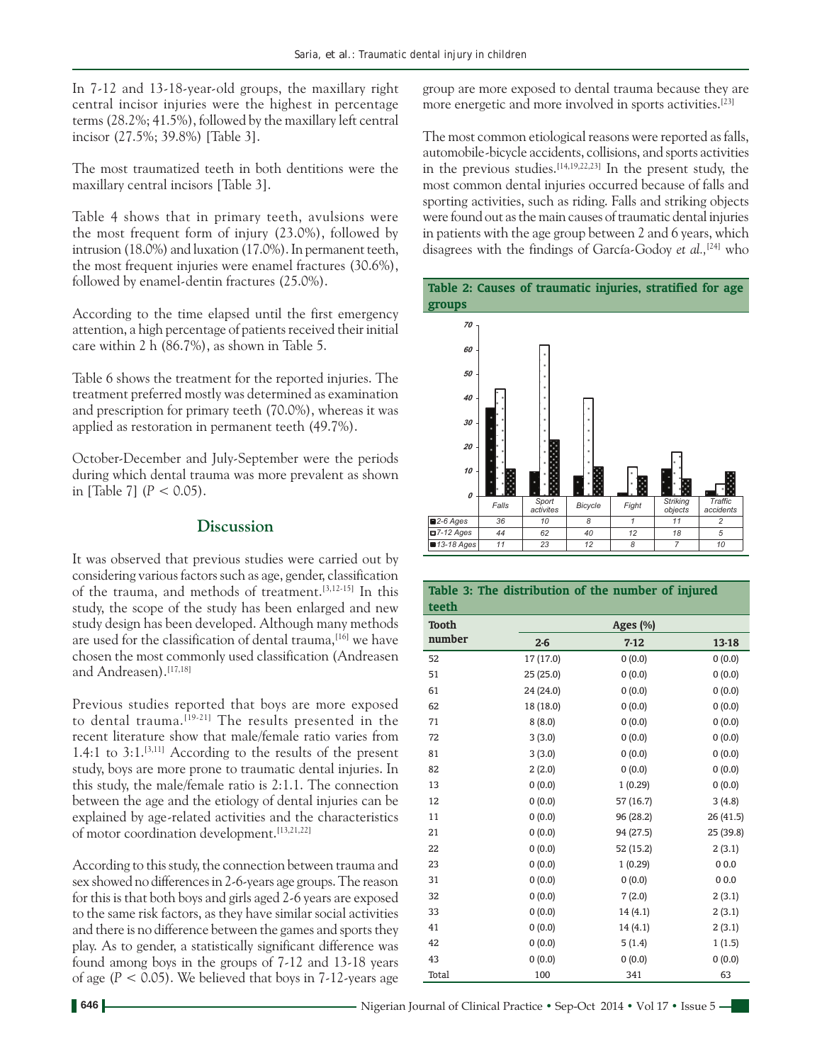In 7-12 and 13-18-year-old groups, the maxillary right central incisor injuries were the highest in percentage terms (28.2%; 41.5%), followed by the maxillary left central incisor (27.5%; 39.8%) [Table 3].

The most traumatized teeth in both dentitions were the maxillary central incisors [Table 3].

Table 4 shows that in primary teeth, avulsions were the most frequent form of injury (23.0%), followed by intrusion (18.0%) and luxation (17.0%). In permanent teeth, the most frequent injuries were enamel fractures (30.6%), followed by enamel-dentin fractures (25.0%).

According to the time elapsed until the first emergency attention, a high percentage of patients received their initial care within 2 h (86.7%), as shown in Table 5.

Table 6 shows the treatment for the reported injuries. The treatment preferred mostly was determined as examination and prescription for primary teeth (70.0%), whereas it was applied as restoration in permanent teeth (49.7%).

October-December and July-September were the periods during which dental trauma was more prevalent as shown in [Table 7] ($P < 0.05$).

## Discussion

It was observed that previous studies were carried out by considering various factors such as age, gender, classification of the trauma, and methods of treatment.[3,12-15] In this study, the scope of the study has been enlarged and new study design has been developed. Although many methods are used for the classification of dental trauma,[16] we have chosen the most commonly used classification (Andreasen and Andreasen).[17,18]

Previous studies reported that boys are more exposed to dental trauma.[19-21] The results presented in the recent literature show that male/female ratio varies from 1.4:1 to 3:1.[3,11] According to the results of the present study, boys are more prone to traumatic dental injuries. In this study, the male/female ratio is 2:1.1. The connection between the age and the etiology of dental injuries can be explained by age-related activities and the characteristics of motor coordination development.[13,21,22]

According to this study, the connection between trauma and sex showed no differences in 2-6-years age groups. The reason for this is that both boys and girls aged 2-6 years are exposed to the same risk factors, as they have similar social activities and there is no difference between the games and sports they play. As to gender, a statistically significant difference was found among boys in the groups of 7-12 and 13-18 years of age ($P < 0.05$). We believed that boys in 7-12-years age group are more exposed to dental trauma because they are more energetic and more involved in sports activities.[23]

The most common etiological reasons were reported as falls, automobile-bicycle accidents, collisions, and sports activities in the previous studies.[14,19,22,23] In the present study, the most common dental injuries occurred because of falls and sporting activities, such as riding. Falls and striking objects were found out as the main causes of traumatic dental injuries in patients with the age group between 2 and 6 years, which disagrees with the findings of García-Godoy *et al.*,[24] who

**Table 2: Causes of traumatic injuries, stratified for age groups**

| | Falls | Sport activites | Bicycle | Fight | Striking objects | Traffic accidents |
|---|---|---|---|---|---|---|
| 2-6 Ages | 36 | 10 | 8 | 1 | 11 | 2 |
| 7-12 Ages | 44 | 62 | 40 | 12 | 18 | 5 |
| 13-18 Ages | 11 | 23 | 12 | 8 | 7 | 10 |

**Table 3: The distribution of the number of injured teeth**

| Tooth number | Ages (%) | | |
|---|---|---|---|
| | 2-6 | 7-12 | 13-18 |
| 52 | 17 (17.0) | 0 (0.0) | 0 (0.0) |
| 51 | 25 (25.0) | 0 (0.0) | 0 (0.0) |
| 61 | 24 (24.0) | 0 (0.0) | 0 (0.0) |
| 62 | 18 (18.0) | 0 (0.0) | 0 (0.0) |
| 71 | 8 (8.0) | 0 (0.0) | 0 (0.0) |
| 72 | 3 (3.0) | 0 (0.0) | 0 (0.0) |
| 81 | 3 (3.0) | 0 (0.0) | 0 (0.0) |
| 82 | 2 (2.0) | 0 (0.0) | 0 (0.0) |
| 13 | 0 (0.0) | 1 (0.29) | 0 (0.0) |
| 12 | 0 (0.0) | 57 (16.7) | 3 (4.8) |
| 11 | 0 (0.0) | 96 (28.2) | 26 (41.5) |
| 21 | 0 (0.0) | 94 (27.5) | 25 (39.8) |
| 22 | 0 (0.0) | 52 (15.2) | 2 (3.1) |
| 23 | 0 (0.0) | 1 (0.29) | 0 0.0 |
| 31 | 0 (0.0) | 0 (0.0) | 0 0.0 |
| 32 | 0 (0.0) | 7 (2.0) | 2 (3.1) |
| 33 | 0 (0.0) | 14 (4.1) | 2 (3.1) |
| 41 | 0 (0.0) | 14 (4.1) | 2 (3.1) |
| 42 | 0 (0.0) | 5 (1.4) | 1 (1.5) |
| 43 | 0 (0.0) | 0 (0.0) | 0 (0.0) |
| Total | 100 | 341 | 63 |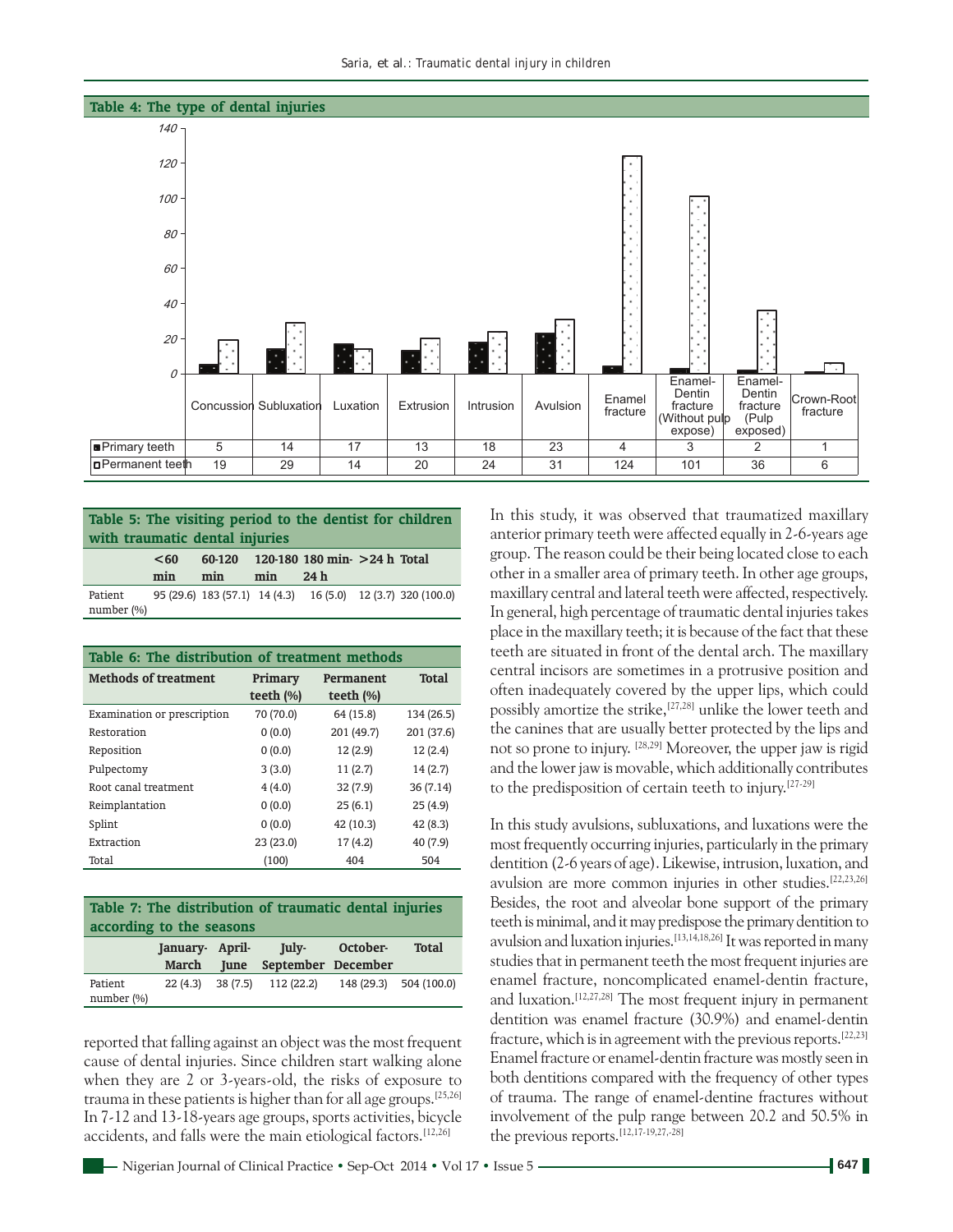**Table 4: The type of dental injuries**

| | Concussion | Subluxation | Luxation | Extrusion | Intrusion | Avulsion | Enamel fracture | Enamel-Dentin fracture (Without pulp expose) | Enamel-Dentin fracture (Pulp exposed) | Crown-Root fracture |
|---|---|---|---|---|---|---|---|---|---|---|
| Primary teeth | 5 | 14 | 17 | 13 | 18 | 23 | 4 | 3 | 2 | 1 |
| Permanent teeth | 19 | 29 | 14 | 20 | 24 | 31 | 124 | 101 | 36 | 6 |

**Table 5: The visiting period to the dentist for children with traumatic dental injuries**

| | <60 min | 60-120 min | 120-180 min | 180 min-24 h | >24 h | Total |
|---|---|---|---|---|---|---|
| Patient number (%) | 95 (29.6) | 183 (57.1) | 14 (4.3) | 16 (5.0) | 12 (3.7) | 320 (100.0) |

**Table 6: The distribution of treatment methods**

| Methods of treatment | Primary teeth (%) | Permanent teeth (%) | Total |
|---|---|---|---|
| Examination or prescription | 70 (70.0) | 64 (15.8) | 134 (26.5) |
| Restoration | 0 (0.0) | 201 (49.7) | 201 (37.6) |
| Reposition | 0 (0.0) | 12 (2.9) | 12 (2.4) |
| Pulpectomy | 3 (3.0) | 11 (2.7) | 14 (2.7) |
| Root canal treatment | 4 (4.0) | 32 (7.9) | 36 (7.14) |
| Reimplantation | 0 (0.0) | 25 (6.1) | 25 (4.9) |
| Splint | 0 (0.0) | 42 (10.3) | 42 (8.3) |
| Extraction | 23 (23.0) | 17 (4.2) | 40 (7.9) |
| Total | (100) | 404 | 504 |

**Table 7: The distribution of traumatic dental injuries according to the seasons**

| | January-March | April-June | July-September | October-December | Total |
|---|---|---|---|---|---|
| Patient number (%) | 22 (4.3) | 38 (7.5) | 112 (22.2) | 148 (29.3) | 504 (100.0) |

reported that falling against an object was the most frequent cause of dental injuries. Since children start walking alone when they are 2 or 3-years-old, the risks of exposure to trauma in these patients is higher than for all age groups.[25,26] In 7-12 and 13-18-years age groups, sports activities, bicycle accidents, and falls were the main etiological factors.[12,26]

In this study, it was observed that traumatized maxillary anterior primary teeth were affected equally in 2-6-years age group. The reason could be their being located close to each other in a smaller area of primary teeth. In other age groups, maxillary central and lateral teeth were affected, respectively. In general, high percentage of traumatic dental injuries takes place in the maxillary teeth; it is because of the fact that these teeth are situated in front of the dental arch. The maxillary central incisors are sometimes in a protrusive position and often inadequately covered by the upper lips, which could possibly amortize the strike,[27,28] unlike the lower teeth and the canines that are usually better protected by the lips and not so prone to injury. [28,29] Moreover, the upper jaw is rigid and the lower jaw is movable, which additionally contributes to the predisposition of certain teeth to injury.[27-29]

In this study avulsions, subluxations, and luxations were the most frequently occurring injuries, particularly in the primary dentition (2-6 years of age). Likewise, intrusion, luxation, and avulsion are more common injuries in other studies.[22,23,26] Besides, the root and alveolar bone support of the primary teeth is minimal, and it may predispose the primary dentition to avulsion and luxation injuries.[13,14,18,26] It was reported in many studies that in permanent teeth the most frequent injuries are enamel fracture, noncomplicated enamel-dentin fracture, and luxation.[12,27,28] The most frequent injury in permanent dentition was enamel fracture (30.9%) and enamel-dentin fracture, which is in agreement with the previous reports.[22,23] Enamel fracture or enamel-dentin fracture was mostly seen in both dentitions compared with the frequency of other types of trauma. The range of enamel-dentine fractures without involvement of the pulp range between 20.2 and 50.5% in the previous reports.[12,17-19,27,-28]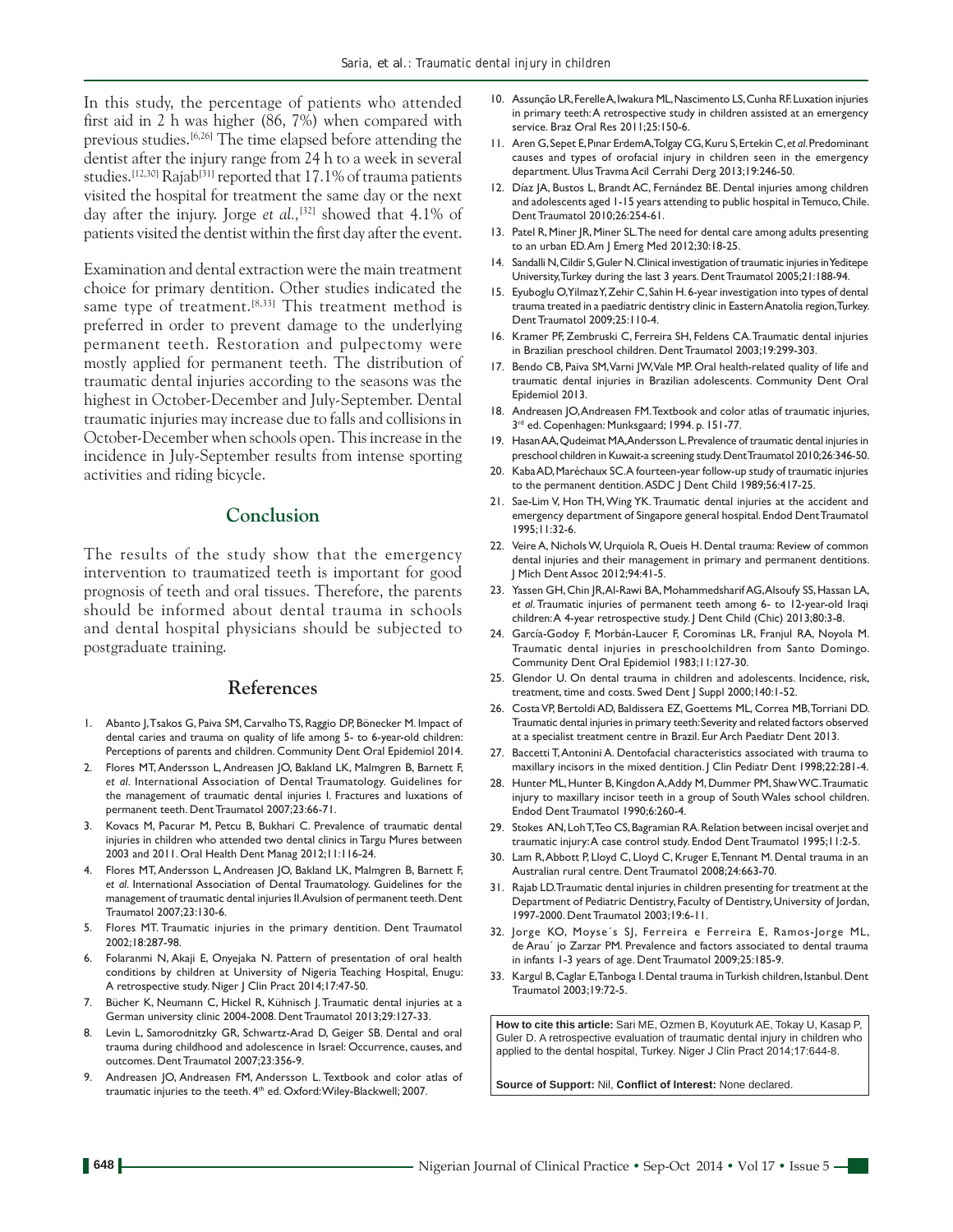In this study, the percentage of patients who attended first aid in 2 h was higher (86, 7%) when compared with previous studies.[6,26] The time elapsed before attending the dentist after the injury range from 24 h to a week in several studies.[12,30] Rajab[31] reported that 17.1% of trauma patients visited the hospital for treatment the same day or the next day after the injury. Jorge *et al.*,[32] showed that 4.1% of patients visited the dentist within the first day after the event.

Examination and dental extraction were the main treatment choice for primary dentition. Other studies indicated the same type of treatment.[8,33] This treatment method is preferred in order to prevent damage to the underlying permanent teeth. Restoration and pulpectomy were mostly applied for permanent teeth. The distribution of traumatic dental injuries according to the seasons was the highest in October-December and July-September. Dental traumatic injuries may increase due to falls and collisions in October-December when schools open. This increase in the incidence in July-September results from intense sporting activities and riding bicycle.

## Conclusion

The results of the study show that the emergency intervention to traumatized teeth is important for good prognosis of teeth and oral tissues. Therefore, the parents should be informed about dental trauma in schools and dental hospital physicians should be subjected to postgraduate training.

## References

1. Abanto J, Tsakos G, Paiva SM, Carvalho TS, Raggio DP, Bönecker M. Impact of dental caries and trauma on quality of life among 5- to 6-year-old children: Perceptions of parents and children. Community Dent Oral Epidemiol 2014.
2. Flores MT, Andersson L, Andreasen JO, Bakland LK, Malmgren B, Barnett F, *et al*. International Association of Dental Traumatology. Guidelines for the management of traumatic dental injuries I. Fractures and luxations of permanent teeth. Dent Traumatol 2007;23:66-71.
3. Kovacs M, Pacurar M, Petcu B, Bukhari C. Prevalence of traumatic dental injuries in children who attended two dental clinics in Targu Mures between 2003 and 2011. Oral Health Dent Manag 2012;11:116-24.
4. Flores MT, Andersson L, Andreasen JO, Bakland LK, Malmgren B, Barnett F, *et al*. International Association of Dental Traumatology. Guidelines for the management of traumatic dental injuries II. Avulsion of permanent teeth. Dent Traumatol 2007;23:130-6.
5. Flores MT. Traumatic injuries in the primary dentition. Dent Traumatol 2002;18:287-98.
6. Folaranmi N, Akaji E, Onyejaka N. Pattern of presentation of oral health conditions by children at University of Nigeria Teaching Hospital, Enugu: A retrospective study. Niger J Clin Pract 2014;17:47-50.
7. Bücher K, Neumann C, Hickel R, Kühnisch J. Traumatic dental injuries at a German university clinic 2004-2008. Dent Traumatol 2013;29:127-33.
8. Levin L, Samorodnitzky GR, Schwartz-Arad D, Geiger SB. Dental and oral trauma during childhood and adolescence in Israel: Occurrence, causes, and outcomes. Dent Traumatol 2007;23:356-9.
9. Andreasen JO, Andreasen FM, Andersson L. Textbook and color atlas of traumatic injuries to the teeth. 4th ed. Oxford: Wiley-Blackwell; 2007.
10. Assunção LR, Ferelle A, Iwakura ML, Nascimento LS, Cunha RF. Luxation injuries in primary teeth: A retrospective study in children assisted at an emergency service. Braz Oral Res 2011;25:150-6.
11. Aren G, Sepet E, Pınar Erdem A, Tolgay CG, Kuru S, Ertekin C, *et al*. Predominant causes and types of orofacial injury in children seen in the emergency department. Ulus Travma Acil Cerrahi Derg 2013;19:246-50.
12. Díaz JA, Bustos L, Brandt AC, Fernández BE. Dental injuries among children and adolescents aged 1-15 years attending to public hospital in Temuco, Chile. Dent Traumatol 2010;26:254-61.
13. Patel R, Miner JR, Miner SL. The need for dental care among adults presenting to an urban ED. Am J Emerg Med 2012;30:18-25.
14. Sandalli N, Cildir S, Guler N. Clinical investigation of traumatic injuries in Yeditepe University, Turkey during the last 3 years. Dent Traumatol 2005;21:188-94.
15. Eyuboglu O, Yilmaz Y, Zehir C, Sahin H. 6-year investigation into types of dental trauma treated in a paediatric dentistry clinic in Eastern Anatolia region, Turkey. Dent Traumatol 2009;25:110-4.
16. Kramer PF, Zembruski C, Ferreira SH, Feldens CA. Traumatic dental injuries in Brazilian preschool children. Dent Traumatol 2003;19:299-303.
17. Bendo CB, Paiva SM, Varni JW, Vale MP. Oral health-related quality of life and traumatic dental injuries in Brazilian adolescents. Community Dent Oral Epidemiol 2013.
18. Andreasen JO, Andreasen FM. Textbook and color atlas of traumatic injuries, 3rd ed. Copenhagen: Munksgaard; 1994. p. 151-77.
19. Hasan AA, Qudeimat MA, Andersson L. Prevalence of traumatic dental injuries in preschool children in Kuwait-a screening study. Dent Traumatol 2010;26:346-50.
20. Kaba AD, Maréchaux SC. A fourteen-year follow-up study of traumatic injuries to the permanent dentition. ASDC J Dent Child 1989;56:417-25.
21. Sae-Lim V, Hon TH, Wing YK. Traumatic dental injuries at the accident and emergency department of Singapore general hospital. Endod Dent Traumatol 1995;11:32-6.
22. Veire A, Nichols W, Urquiola R, Oueis H. Dental trauma: Review of common dental injuries and their management in primary and permanent dentitions. J Mich Dent Assoc 2012;94:41-5.
23. Yassen GH, Chin JR, Al-Rawi BA, Mohammedsharif AG, Alsoufy SS, Hassan LA, *et al*. Traumatic injuries of permanent teeth among 6- to 12-year-old Iraqi children: A 4-year retrospective study. J Dent Child (Chic) 2013;80:3-8.
24. García-Godoy F, Morbán-Laucer F, Corominas LR, Franjul RA, Noyola M. Traumatic dental injuries in preschoolchildren from Santo Domingo. Community Dent Oral Epidemiol 1983;11:127-30.
25. Glendor U. On dental trauma in children and adolescents. Incidence, risk, treatment, time and costs. Swed Dent J Suppl 2000;140:1-52.
26. Costa VP, Bertoldi AD, Baldissera EZ, Goettems ML, Correa MB, Torriani DD. Traumatic dental injuries in primary teeth: Severity and related factors observed at a specialist treatment centre in Brazil. Eur Arch Paediatr Dent 2013.
27. Baccetti T, Antonini A. Dentofacial characteristics associated with trauma to maxillary incisors in the mixed dentition. J Clin Pediatr Dent 1998;22:281-4.
28. Hunter ML, Hunter B, Kingdon A, Addy M, Dummer PM, Shaw WC. Traumatic injury to maxillary incisor teeth in a group of South Wales school children. Endod Dent Traumatol 1990;6:260-4.
29. Stokes AN, Loh T, Teo CS, Bagramian RA. Relation between incisal overjet and traumatic injury: A case control study. Endod Dent Traumatol 1995;11:2-5.
30. Lam R, Abbott P, Lloyd C, Lloyd C, Kruger E, Tennant M. Dental trauma in an Australian rural centre. Dent Traumatol 2008;24:663-70.
31. Rajab LD. Traumatic dental injuries in children presenting for treatment at the Department of Pediatric Dentistry, Faculty of Dentistry, University of Jordan, 1997-2000. Dent Traumatol 2003;19:6-11.
32. Jorge KO, Moyse´s SJ, Ferreira e Ferreira E, Ramos-Jorge ML, de Arau´ jo Zarzar PM. Prevalence and factors associated to dental trauma in infants 1-3 years of age. Dent Traumatol 2009;25:185-9.
33. Kargul B, Caglar E, Tanboga I. Dental trauma in Turkish children, Istanbul. Dent Traumatol 2003;19:72-5.

**How to cite this article:** Sari ME, Ozmen B, Koyuturk AE, Tokay U, Kasap P, Guler D. A retrospective evaluation of traumatic dental injury in children who applied to the dental hospital, Turkey. Niger J Clin Pract 2014;17:644-8.

**Source of Support:** Nil, **Conflict of Interest:** None declared.